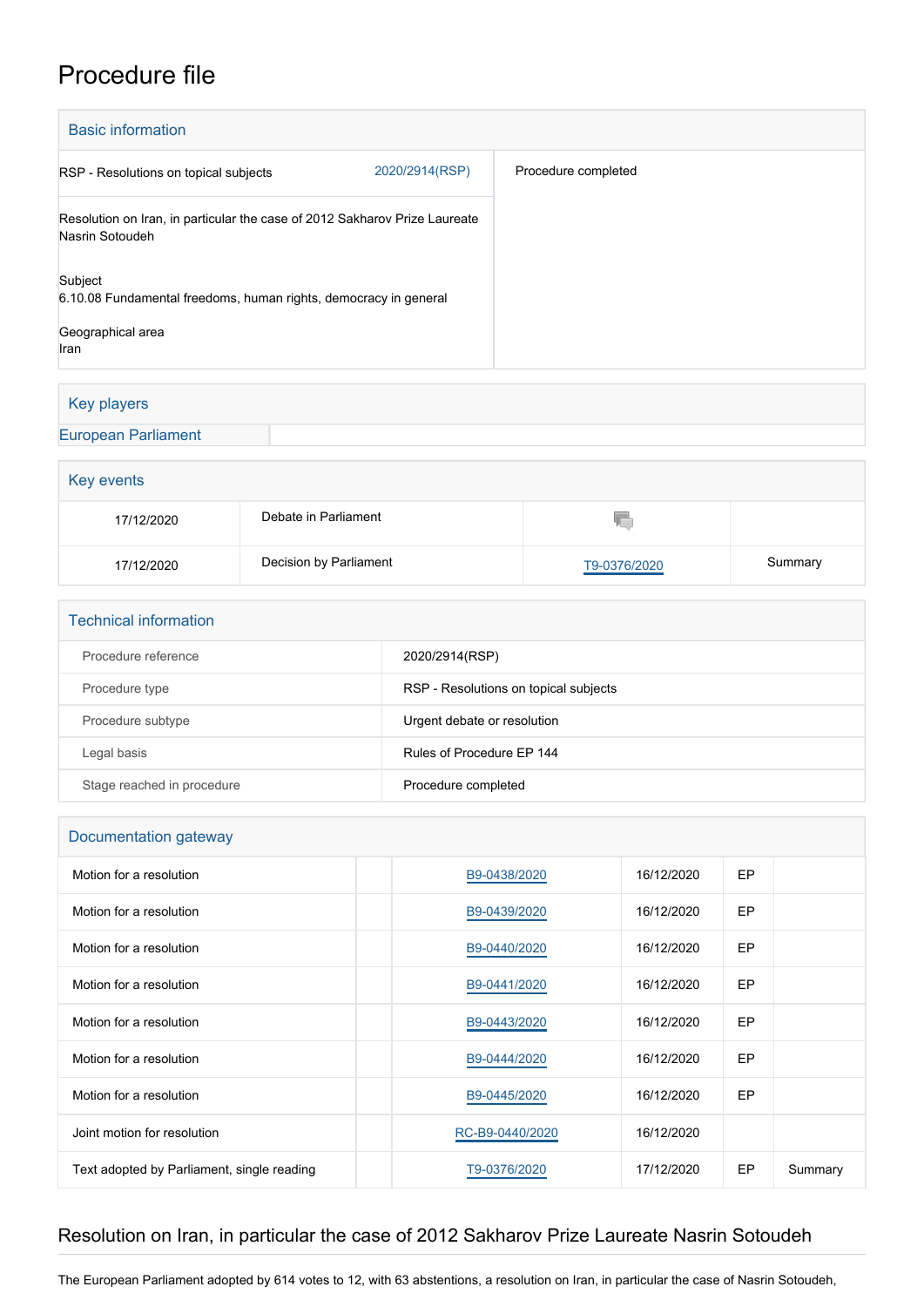# Procedure file

## Basic information

| | | |
|---|---|---|
| RSP - Resolutions on topical subjects | 2020/2914(RSP) | Procedure completed |
| Resolution on Iran, in particular the case of 2012 Sakharov Prize Laureate Nasrin Sotoudeh | | |
| Subject<br>6.10.08 Fundamental freedoms, human rights, democracy in general | | |
| Geographical area<br>Iran | | |

## Key players

| European Parliament | |
|---|---|

## Key events

| | | | |
|---|---|---|---|
| 17/12/2020 | Debate in Parliament | | |
| 17/12/2020 | Decision by Parliament | T9-0376/2020 | Summary |

## Technical information

| | |
|---|---|
| Procedure reference | 2020/2914(RSP) |
| Procedure type | RSP - Resolutions on topical subjects |
| Procedure subtype | Urgent debate or resolution |
| Legal basis | Rules of Procedure EP 144 |
| Stage reached in procedure | Procedure completed |

## Documentation gateway

| | | | | | |
|---|---|---|---|---|---|
| Motion for a resolution | | B9-0438/2020 | 16/12/2020 | EP | |
| Motion for a resolution | | B9-0439/2020 | 16/12/2020 | EP | |
| Motion for a resolution | | B9-0440/2020 | 16/12/2020 | EP | |
| Motion for a resolution | | B9-0441/2020 | 16/12/2020 | EP | |
| Motion for a resolution | | B9-0443/2020 | 16/12/2020 | EP | |
| Motion for a resolution | | B9-0444/2020 | 16/12/2020 | EP | |
| Motion for a resolution | | B9-0445/2020 | 16/12/2020 | EP | |
| Joint motion for resolution | | RC-B9-0440/2020 | 16/12/2020 | | |
| Text adopted by Parliament, single reading | | T9-0376/2020 | 17/12/2020 | EP | Summary |

## Resolution on Iran, in particular the case of 2012 Sakharov Prize Laureate Nasrin Sotoudeh

The European Parliament adopted by 614 votes to 12, with 63 abstentions, a resolution on Iran, in particular the case of Nasrin Sotoudeh,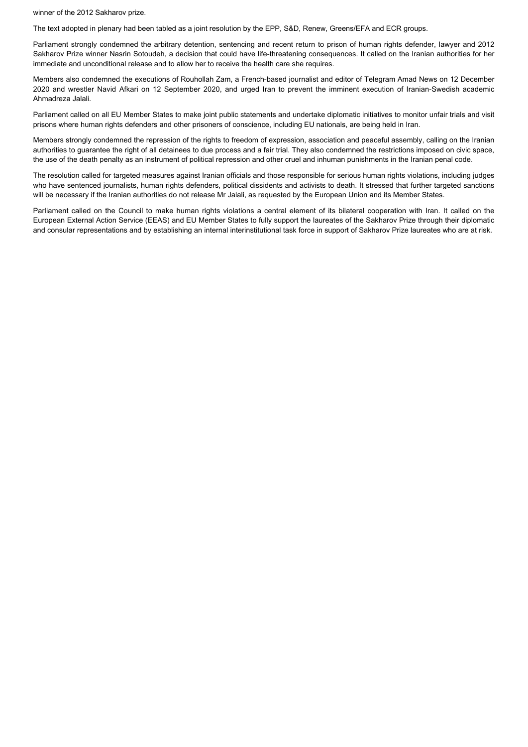winner of the 2012 Sakharov prize.

The text adopted in plenary had been tabled as a joint resolution by the EPP, S&D, Renew, Greens/EFA and ECR groups.

Parliament strongly condemned the arbitrary detention, sentencing and recent return to prison of human rights defender, lawyer and 2012 Sakharov Prize winner Nasrin Sotoudeh, a decision that could have life-threatening consequences. It called on the Iranian authorities for her immediate and unconditional release and to allow her to receive the health care she requires.

Members also condemned the executions of Rouhollah Zam, a French-based journalist and editor of Telegram Amad News on 12 December 2020 and wrestler Navid Afkari on 12 September 2020, and urged Iran to prevent the imminent execution of Iranian-Swedish academic Ahmadreza Jalali.

Parliament called on all EU Member States to make joint public statements and undertake diplomatic initiatives to monitor unfair trials and visit prisons where human rights defenders and other prisoners of conscience, including EU nationals, are being held in Iran.

Members strongly condemned the repression of the rights to freedom of expression, association and peaceful assembly, calling on the Iranian authorities to guarantee the right of all detainees to due process and a fair trial. They also condemned the restrictions imposed on civic space, the use of the death penalty as an instrument of political repression and other cruel and inhuman punishments in the Iranian penal code.

The resolution called for targeted measures against Iranian officials and those responsible for serious human rights violations, including judges who have sentenced journalists, human rights defenders, political dissidents and activists to death. It stressed that further targeted sanctions will be necessary if the Iranian authorities do not release Mr Jalali, as requested by the European Union and its Member States.

Parliament called on the Council to make human rights violations a central element of its bilateral cooperation with Iran. It called on the European External Action Service (EEAS) and EU Member States to fully support the laureates of the Sakharov Prize through their diplomatic and consular representations and by establishing an internal interinstitutional task force in support of Sakharov Prize laureates who are at risk.